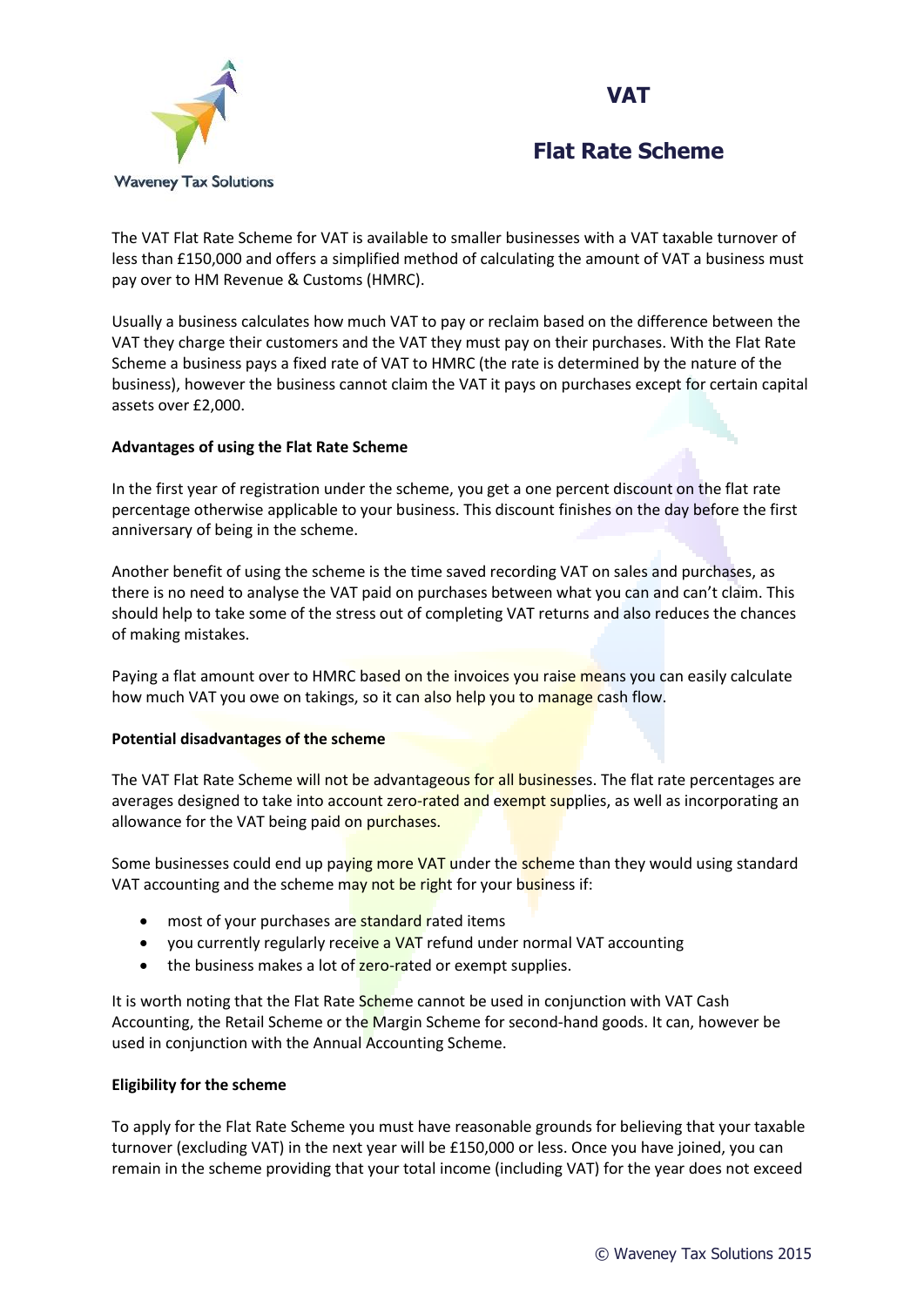Waveney Tax Solutions

# VAT

## Flat Rate Scheme

The VAT Flat Rate Scheme for VAT is available to smaller businesses with a VAT taxable turnover of less than £150,000 and offers a simplified method of calculating the amount of VAT a business must pay over to HM Revenue & Customs (HMRC).

Usually a business calculates how much VAT to pay or reclaim based on the difference between the VAT they charge their customers and the VAT they must pay on their purchases. With the Flat Rate Scheme a business pays a fixed rate of VAT to HMRC (the rate is determined by the nature of the business), however the business cannot claim the VAT it pays on purchases except for certain capital assets over £2,000.

**Advantages of using the Flat Rate Scheme**

In the first year of registration under the scheme, you get a one percent discount on the flat rate percentage otherwise applicable to your business. This discount finishes on the day before the first anniversary of being in the scheme.

Another benefit of using the scheme is the time saved recording VAT on sales and purchases, as there is no need to analyse the VAT paid on purchases between what you can and can't claim. This should help to take some of the stress out of completing VAT returns and also reduces the chances of making mistakes.

Paying a flat amount over to HMRC based on the invoices you raise means you can easily calculate how much VAT you owe on takings, so it can also help you to manage cash flow.

**Potential disadvantages of the scheme**

The VAT Flat Rate Scheme will not be advantageous for all businesses. The flat rate percentages are averages designed to take into account zero-rated and exempt supplies, as well as incorporating an allowance for the VAT being paid on purchases.

Some businesses could end up paying more VAT under the scheme than they would using standard VAT accounting and the scheme may not be right for your business if:

- most of your purchases are standard rated items
- you currently regularly receive a VAT refund under normal VAT accounting
- the business makes a lot of zero-rated or exempt supplies.

It is worth noting that the Flat Rate Scheme cannot be used in conjunction with VAT Cash Accounting, the Retail Scheme or the Margin Scheme for second-hand goods. It can, however be used in conjunction with the Annual Accounting Scheme.

**Eligibility for the scheme**

To apply for the Flat Rate Scheme you must have reasonable grounds for believing that your taxable turnover (excluding VAT) in the next year will be £150,000 or less. Once you have joined, you can remain in the scheme providing that your total income (including VAT) for the year does not exceed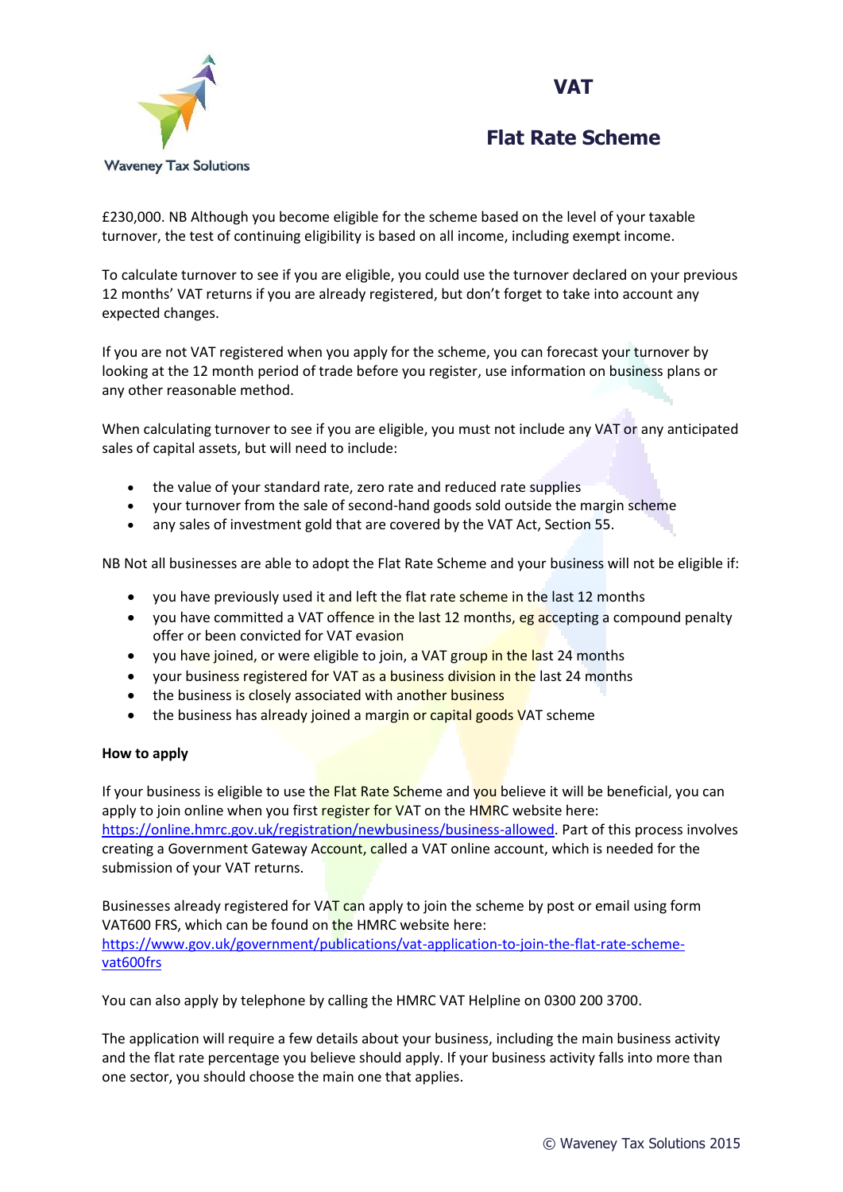£230,000. NB Although you become eligible for the scheme based on the level of your taxable turnover, the test of continuing eligibility is based on all income, including exempt income.

To calculate turnover to see if you are eligible, you could use the turnover declared on your previous 12 months' VAT returns if you are already registered, but don't forget to take into account any expected changes.

If you are not VAT registered when you apply for the scheme, you can forecast your turnover by looking at the 12 month period of trade before you register, use information on business plans or any other reasonable method.

When calculating turnover to see if you are eligible, you must not include any VAT or any anticipated sales of capital assets, but will need to include:

- the value of your standard rate, zero rate and reduced rate supplies
- your turnover from the sale of second-hand goods sold outside the margin scheme
- any sales of investment gold that are covered by the VAT Act, Section 55.

NB Not all businesses are able to adopt the Flat Rate Scheme and your business will not be eligible if:

- you have previously used it and left the flat rate scheme in the last 12 months
- you have committed a VAT offence in the last 12 months, eg accepting a compound penalty offer or been convicted for VAT evasion
- you have joined, or were eligible to join, a VAT group in the last 24 months
- your business registered for VAT as a business division in the last 24 months
- the business is closely associated with another business
- the business has already joined a margin or capital goods VAT scheme

**How to apply**

If your business is eligible to use the Flat Rate Scheme and you believe it will be beneficial, you can apply to join online when you first register for VAT on the HMRC website here: https://online.hmrc.gov.uk/registration/newbusiness/business-allowed. Part of this process involves creating a Government Gateway Account, called a VAT online account, which is needed for the submission of your VAT returns.

Businesses already registered for VAT can apply to join the scheme by post or email using form VAT600 FRS, which can be found on the HMRC website here: https://www.gov.uk/government/publications/vat-application-to-join-the-flat-rate-scheme-vat600frs

You can also apply by telephone by calling the HMRC VAT Helpline on 0300 200 3700.

The application will require a few details about your business, including the main business activity and the flat rate percentage you believe should apply. If your business activity falls into more than one sector, you should choose the main one that applies.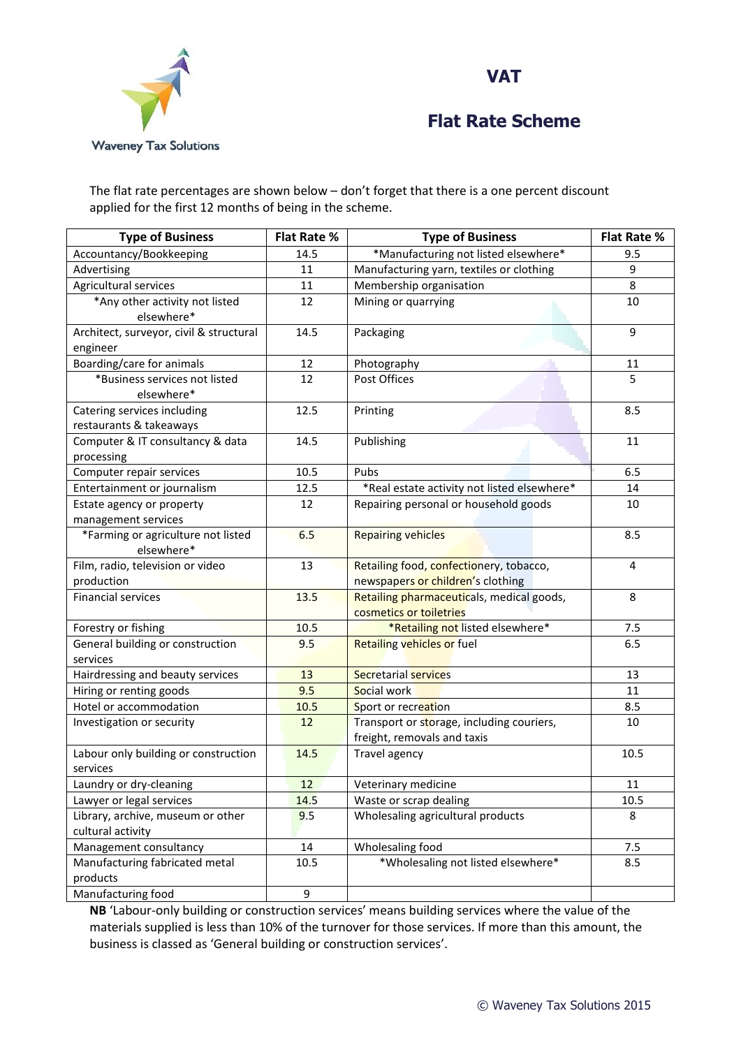Waveney Tax Solutions

# VAT

## Flat Rate Scheme

The flat rate percentages are shown below – don't forget that there is a one percent discount applied for the first 12 months of being in the scheme.

| Type of Business | Flat Rate % | Type of Business | Flat Rate % |
|---|---|---|---|
| Accountancy/Bookkeeping | 14.5 | *Manufacturing not listed elsewhere* | 9.5 |
| Advertising | 11 | Manufacturing yarn, textiles or clothing | 9 |
| Agricultural services | 11 | Membership organisation | 8 |
| *Any other activity not listed elsewhere* | 12 | Mining or quarrying | 10 |
| Architect, surveyor, civil & structural engineer | 14.5 | Packaging | 9 |
| Boarding/care for animals | 12 | Photography | 11 |
| *Business services not listed elsewhere* | 12 | Post Offices | 5 |
| Catering services including restaurants & takeaways | 12.5 | Printing | 8.5 |
| Computer & IT consultancy & data processing | 14.5 | Publishing | 11 |
| Computer repair services | 10.5 | Pubs | 6.5 |
| Entertainment or journalism | 12.5 | *Real estate activity not listed elsewhere* | 14 |
| Estate agency or property management services | 12 | Repairing personal or household goods | 10 |
| *Farming or agriculture not listed elsewhere* | 6.5 | Repairing vehicles | 8.5 |
| Film, radio, television or video production | 13 | Retailing food, confectionery, tobacco, newspapers or children's clothing | 4 |
| Financial services | 13.5 | Retailing pharmaceuticals, medical goods, cosmetics or toiletries | 8 |
| Forestry or fishing | 10.5 | *Retailing not listed elsewhere* | 7.5 |
| General building or construction services | 9.5 | Retailing vehicles or fuel | 6.5 |
| Hairdressing and beauty services | 13 | Secretarial services | 13 |
| Hiring or renting goods | 9.5 | Social work | 11 |
| Hotel or accommodation | 10.5 | Sport or recreation | 8.5 |
| Investigation or security | 12 | Transport or storage, including couriers, freight, removals and taxis | 10 |
| Labour only building or construction services | 14.5 | Travel agency | 10.5 |
| Laundry or dry-cleaning | 12 | Veterinary medicine | 11 |
| Lawyer or legal services | 14.5 | Waste or scrap dealing | 10.5 |
| Library, archive, museum or other cultural activity | 9.5 | Wholesaling agricultural products | 8 |
| Management consultancy | 14 | Wholesaling food | 7.5 |
| Manufacturing fabricated metal products | 10.5 | *Wholesaling not listed elsewhere* | 8.5 |
| Manufacturing food | 9 | | |

**NB** 'Labour-only building or construction services' means building services where the value of the materials supplied is less than 10% of the turnover for those services. If more than this amount, the business is classed as 'General building or construction services'.

© Waveney Tax Solutions 2015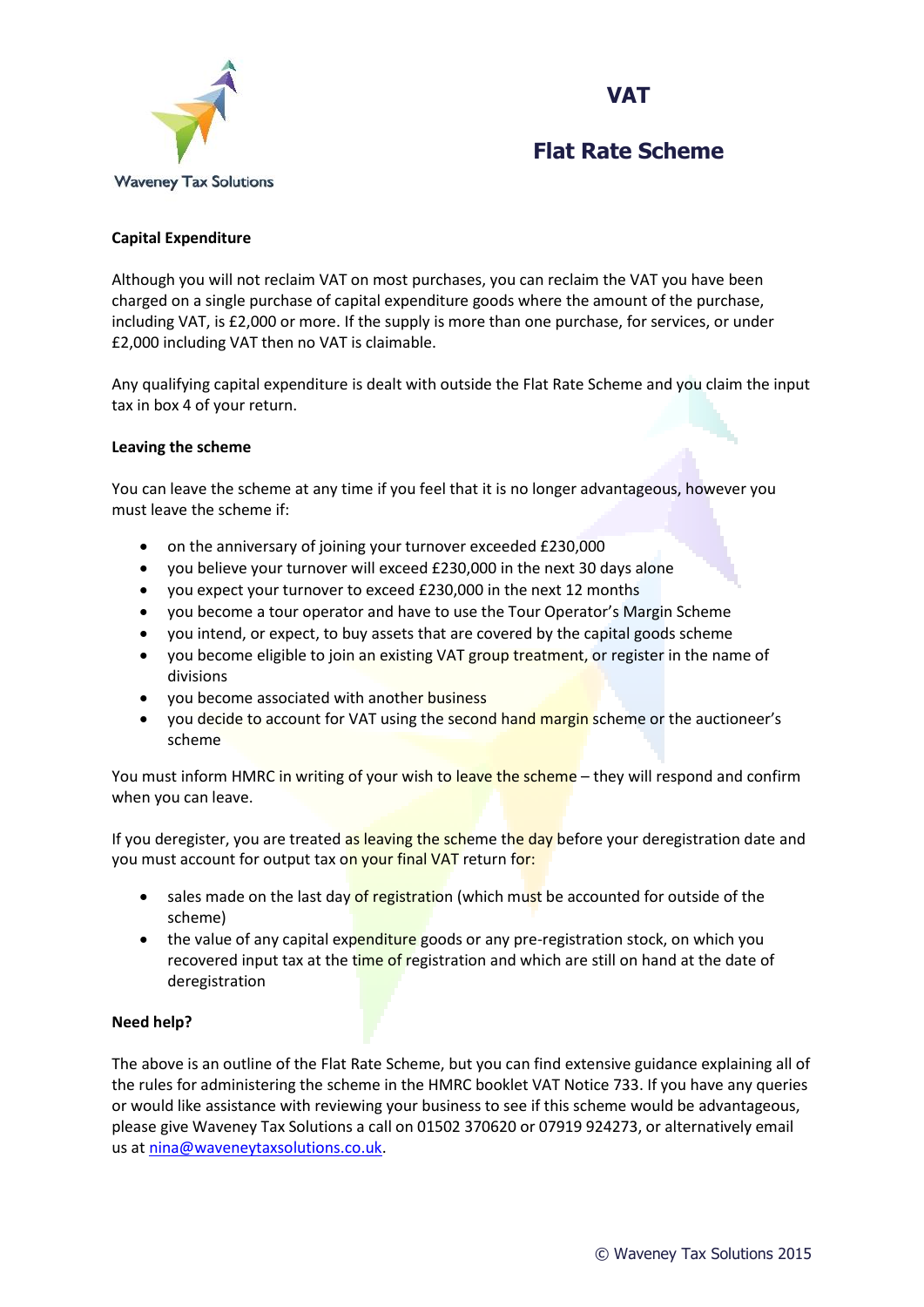Waveney Tax Solutions

# VAT

## Flat Rate Scheme

**Capital Expenditure**

Although you will not reclaim VAT on most purchases, you can reclaim the VAT you have been charged on a single purchase of capital expenditure goods where the amount of the purchase, including VAT, is £2,000 or more. If the supply is more than one purchase, for services, or under £2,000 including VAT then no VAT is claimable.

Any qualifying capital expenditure is dealt with outside the Flat Rate Scheme and you claim the input tax in box 4 of your return.

**Leaving the scheme**

You can leave the scheme at any time if you feel that it is no longer advantageous, however you must leave the scheme if:

- on the anniversary of joining your turnover exceeded £230,000
- you believe your turnover will exceed £230,000 in the next 30 days alone
- you expect your turnover to exceed £230,000 in the next 12 months
- you become a tour operator and have to use the Tour Operator's Margin Scheme
- you intend, or expect, to buy assets that are covered by the capital goods scheme
- you become eligible to join an existing VAT group treatment, or register in the name of divisions
- you become associated with another business
- you decide to account for VAT using the second hand margin scheme or the auctioneer's scheme

You must inform HMRC in writing of your wish to leave the scheme – they will respond and confirm when you can leave.

If you deregister, you are treated as leaving the scheme the day before your deregistration date and you must account for output tax on your final VAT return for:

- sales made on the last day of registration (which must be accounted for outside of the scheme)
- the value of any capital expenditure goods or any pre-registration stock, on which you recovered input tax at the time of registration and which are still on hand at the date of deregistration

**Need help?**

The above is an outline of the Flat Rate Scheme, but you can find extensive guidance explaining all of the rules for administering the scheme in the HMRC booklet VAT Notice 733. If you have any queries or would like assistance with reviewing your business to see if this scheme would be advantageous, please give Waveney Tax Solutions a call on 01502 370620 or 07919 924273, or alternatively email us at nina@waveneytaxsolutions.co.uk.

© Waveney Tax Solutions 2015